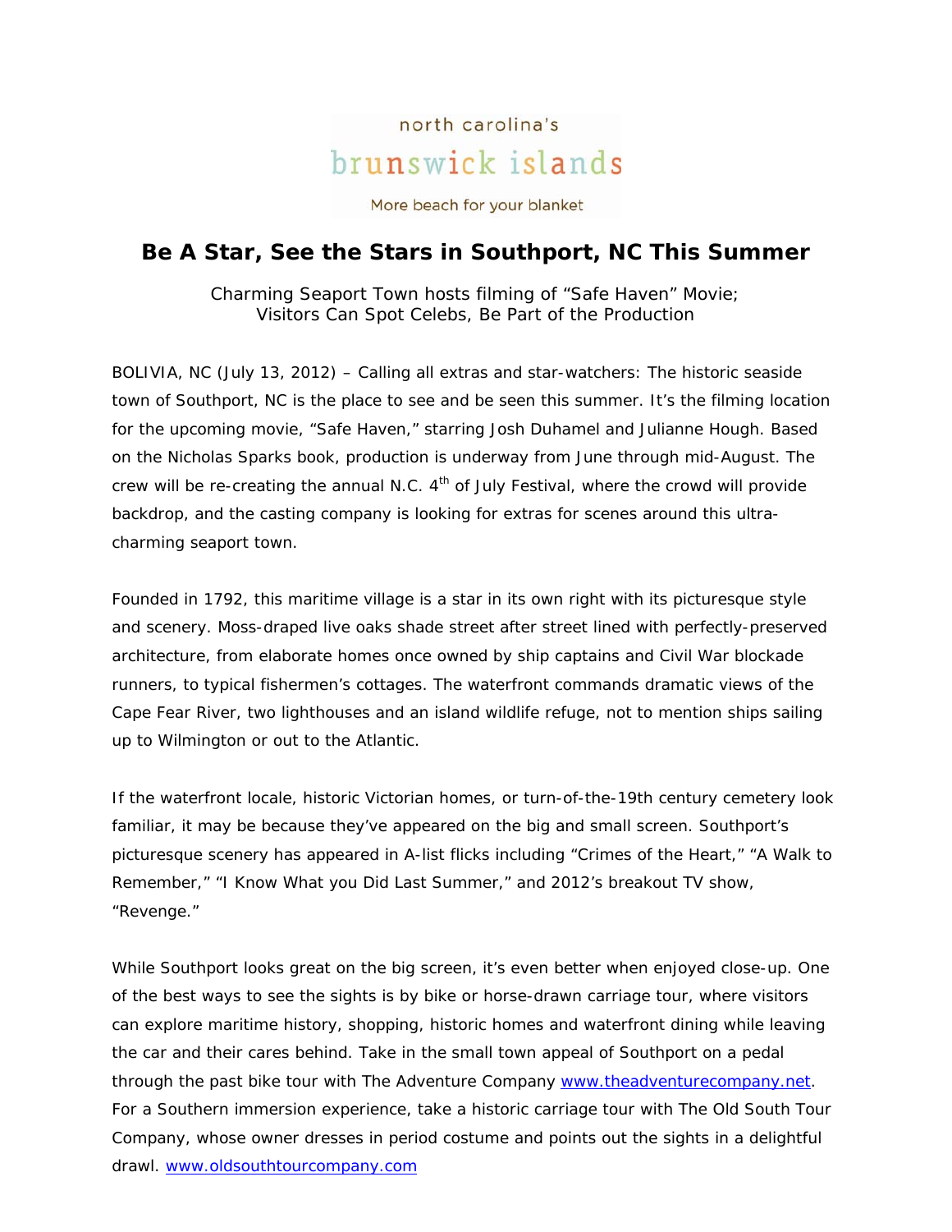north carolina's

brunswick islands

More beach for your blanket

# Be A Star, See the Stars in Southport, NC This Summer

Charming Seaport Town hosts filming of "Safe Haven" Movie;
Visitors Can Spot Celebs, Be Part of the Production

BOLIVIA, NC (July 13, 2012) – Calling all extras and star-watchers: The historic seaside town of Southport, NC is the place to see and be seen this summer. It's the filming location for the upcoming movie, "Safe Haven," starring Josh Duhamel and Julianne Hough. Based on the Nicholas Sparks book, production is underway from June through mid-August. The crew will be re-creating the annual N.C. 4th of July Festival, where the crowd will provide backdrop, and the casting company is looking for extras for scenes around this ultra-charming seaport town.

Founded in 1792, this maritime village is a star in its own right with its picturesque style and scenery. Moss-draped live oaks shade street after street lined with perfectly-preserved architecture, from elaborate homes once owned by ship captains and Civil War blockade runners, to typical fishermen's cottages. The waterfront commands dramatic views of the Cape Fear River, two lighthouses and an island wildlife refuge, not to mention ships sailing up to Wilmington or out to the Atlantic.

If the waterfront locale, historic Victorian homes, or turn-of-the-19th century cemetery look familiar, it may be because they've appeared on the big and small screen. Southport's picturesque scenery has appeared in A-list flicks including "Crimes of the Heart," "A Walk to Remember," "I Know What you Did Last Summer," and 2012's breakout TV show, "Revenge."

While Southport looks great on the big screen, it's even better when enjoyed close-up. One of the best ways to see the sights is by bike or horse-drawn carriage tour, where visitors can explore maritime history, shopping, historic homes and waterfront dining while leaving the car and their cares behind. Take in the small town appeal of Southport on a pedal through the past bike tour with The Adventure Company www.theadventurecompany.net. For a Southern immersion experience, take a historic carriage tour with The Old South Tour Company, whose owner dresses in period costume and points out the sights in a delightful drawl. www.oldsouthtourcompany.com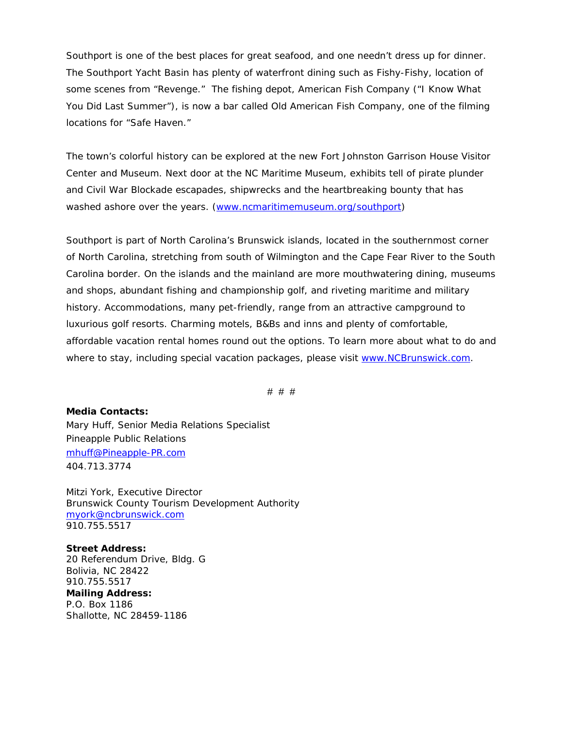Southport is one of the best places for great seafood, and one needn't dress up for dinner. The Southport Yacht Basin has plenty of waterfront dining such as Fishy-Fishy, location of some scenes from "Revenge." The fishing depot, American Fish Company ("I Know What You Did Last Summer"), is now a bar called Old American Fish Company, one of the filming locations for "Safe Haven."

The town's colorful history can be explored at the new Fort Johnston Garrison House Visitor Center and Museum. Next door at the NC Maritime Museum, exhibits tell of pirate plunder and Civil War Blockade escapades, shipwrecks and the heartbreaking bounty that has washed ashore over the years. (www.ncmaritimemuseum.org/southport)

Southport is part of North Carolina's Brunswick islands, located in the southernmost corner of North Carolina, stretching from south of Wilmington and the Cape Fear River to the South Carolina border. On the islands and the mainland are more mouthwatering dining, museums and shops, abundant fishing and championship golf, and riveting maritime and military history. Accommodations, many pet-friendly, range from an attractive campground to luxurious golf resorts. Charming motels, B&Bs and inns and plenty of comfortable, affordable vacation rental homes round out the options. To learn more about what to do and where to stay, including special vacation packages, please visit www.NCBrunswick.com.

# # #

**Media Contacts:**
Mary Huff, Senior Media Relations Specialist
Pineapple Public Relations
mhuff@Pineapple-PR.com
404.713.3774

Mitzi York, Executive Director
Brunswick County Tourism Development Authority
myork@ncbrunswick.com
910.755.5517

**Street Address:**
20 Referendum Drive, Bldg. G
Bolivia, NC 28422
910.755.5517

**Mailing Address:**
P.O. Box 1186
Shallotte, NC 28459-1186